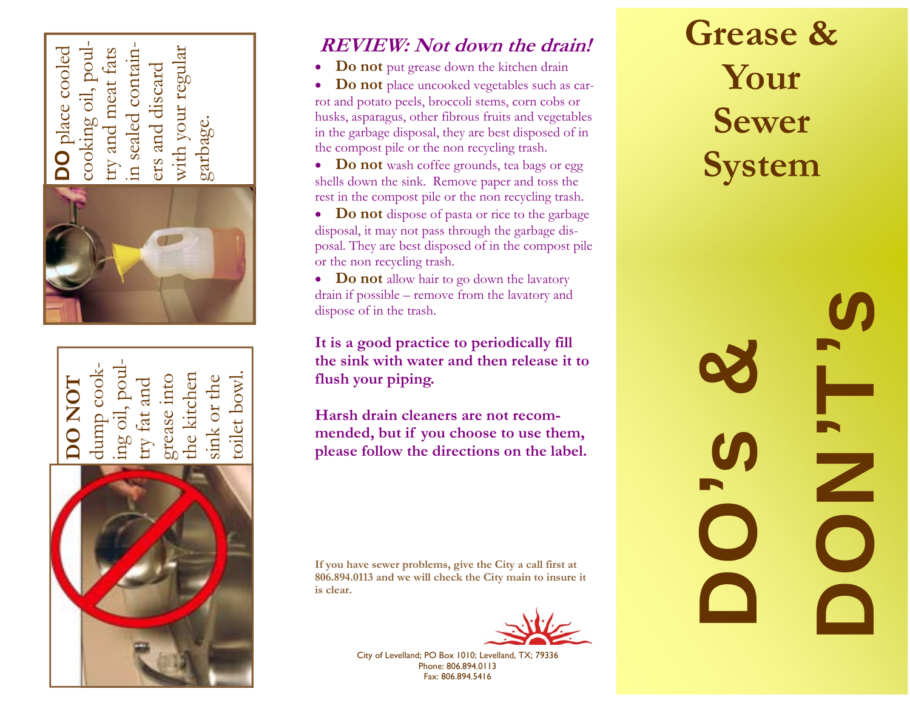**DO** place cooled cooking oil, poultry and meat fats in sealed containers and discard with your regular garbage.

**DO NOT** dump cooking oil, poultry fat and grease into the kitchen sink or the toilet bowl.

## *REVIEW: Not down the drain!*

- **Do not** put grease down the kitchen drain
- **Do not** place uncooked vegetables such as carrot and potato peels, broccoli stems, corn cobs or husks, asparagus, other fibrous fruits and vegetables in the garbage disposal, they are best disposed of in the compost pile or the non recycling trash.
- **Do not** wash coffee grounds, tea bags or egg shells down the sink. Remove paper and toss the rest in the compost pile or the non recycling trash.
- **Do not** dispose of pasta or rice to the garbage disposal, it may not pass through the garbage disposal. They are best disposed of in the compost pile or the non recycling trash.
- **Do not** allow hair to go down the lavatory drain if possible – remove from the lavatory and dispose of in the trash.

**It is a good practice to periodically fill the sink with water and then release it to flush your piping.**

**Harsh drain cleaners are not recommended, but if you choose to use them, please follow the directions on the label.**

**If you have sewer problems, give the City a call first at 806.894.0113 and we will check the City main to insure it is clear.**

City of Levelland; PO Box 1010; Levelland, TX; 79336
Phone: 806.894.0113
Fax: 806.894.5416

# Grease & Your Sewer System

# DO'S & DON'T'S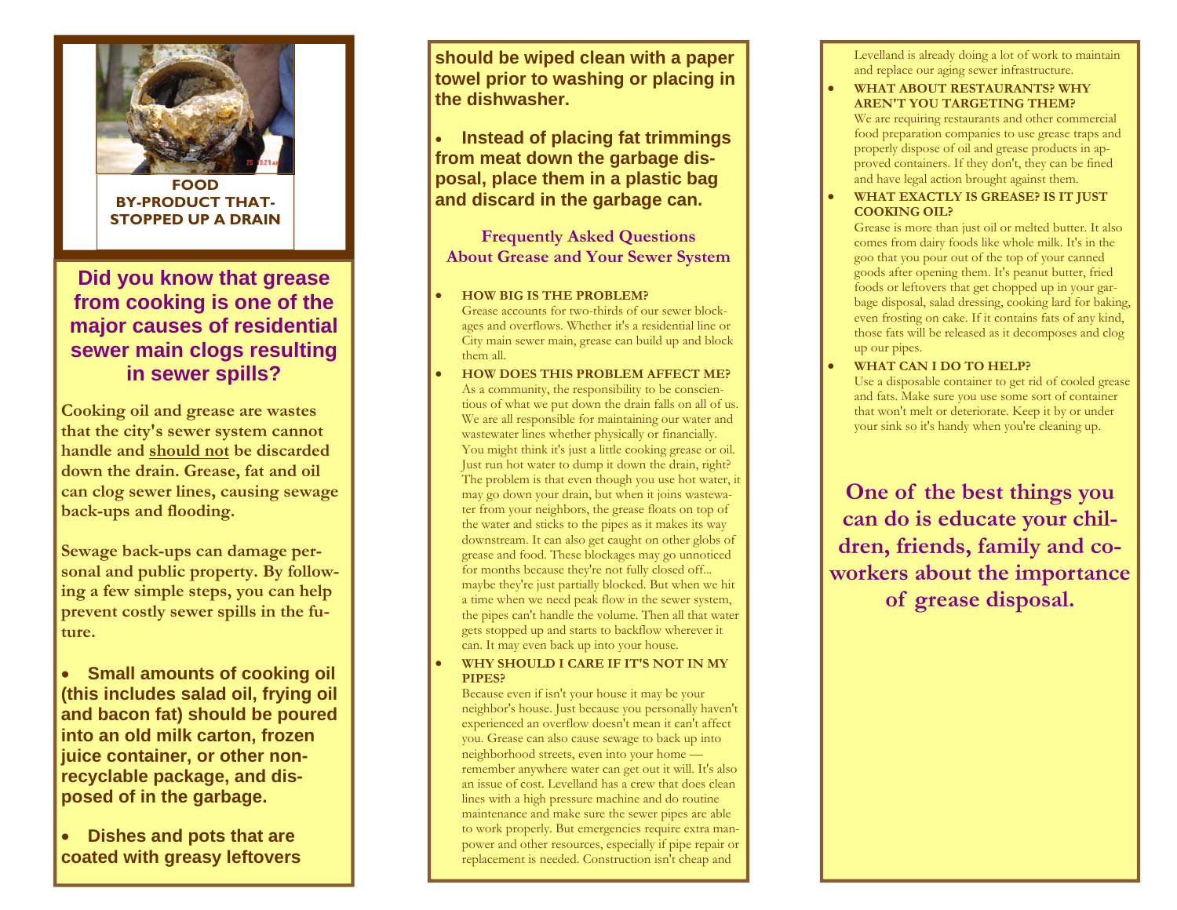FOOD BY-PRODUCT THAT-STOPPED UP A DRAIN

## Did you know that grease from cooking is one of the major causes of residential sewer main clogs resulting in sewer spills?

**Cooking oil and grease are wastes that the city's sewer system cannot handle and should not be discarded down the drain. Grease, fat and oil can clog sewer lines, causing sewage back-ups and flooding.**

**Sewage back-ups can damage personal and public property. By following a few simple steps, you can help prevent costly sewer spills in the future.**

- **Small amounts of cooking oil (this includes salad oil, frying oil and bacon fat) should be poured into an old milk carton, frozen juice container, or other non-recyclable package, and disposed of in the garbage.**
- **Dishes and pots that are coated with greasy leftovers should be wiped clean with a paper towel prior to washing or placing in the dishwasher.**
- **Instead of placing fat trimmings from meat down the garbage disposal, place them in a plastic bag and discard in the garbage can.**

## Frequently Asked Questions About Grease and Your Sewer System

- **HOW BIG IS THE PROBLEM?**
  Grease accounts for two-thirds of our sewer blockages and overflows. Whether it's a residential line or City main sewer main, grease can build up and block them all.
- **HOW DOES THIS PROBLEM AFFECT ME?**
  As a community, the responsibility to be conscientious of what we put down the drain falls on all of us. We are all responsible for maintaining our water and wastewater lines whether physically or financially. You might think it's just a little cooking grease or oil. Just run hot water to dump it down the drain, right? The problem is that even though you use hot water, it may go down your drain, but when it joins wastewater from your neighbors, the grease floats on top of the water and sticks to the pipes as it makes its way downstream. It can also get caught on other globs of grease and food. These blockages may go unnoticed for months because they're not fully closed off... maybe they're just partially blocked. But when we hit a time when we need peak flow in the sewer system, the pipes can't handle the volume. Then all that water gets stopped up and starts to backflow wherever it can. It may even back up into your house.
- **WHY SHOULD I CARE IF IT'S NOT IN MY PIPES?**
  Because even if isn't your house it may be your neighbor's house. Just because you personally haven't experienced an overflow doesn't mean it can't affect you. Grease can also cause sewage to back up into neighborhood streets, even into your home — remember anywhere water can get out it will. It's also an issue of cost. Levelland has a crew that does clean lines with a high pressure machine and do routine maintenance and make sure the sewer pipes are able to work properly. But emergencies require extra manpower and other resources, especially if pipe repair or replacement is needed. Construction isn't cheap and Levelland is already doing a lot of work to maintain and replace our aging sewer infrastructure.
- **WHAT ABOUT RESTAURANTS? WHY AREN'T YOU TARGETING THEM?**
  We are requiring restaurants and other commercial food preparation companies to use grease traps and properly dispose of oil and grease products in approved containers. If they don't, they can be fined and have legal action brought against them.
- **WHAT EXACTLY IS GREASE? IS IT JUST COOKING OIL?**
  Grease is more than just oil or melted butter. It also comes from dairy foods like whole milk. It's in the goo that you pour out of the top of your canned goods after opening them. It's peanut butter, fried foods or leftovers that get chopped up in your garbage disposal, salad dressing, cooking lard for baking, even frosting on cake. If it contains fats of any kind, those fats will be released as it decomposes and clog up our pipes.
- **WHAT CAN I DO TO HELP?**
  Use a disposable container to get rid of cooled grease and fats. Make sure you use some sort of container that won't melt or deteriorate. Keep it by or under your sink so it's handy when you're cleaning up.

## One of the best things you can do is educate your children, friends, family and co-workers about the importance of grease disposal.